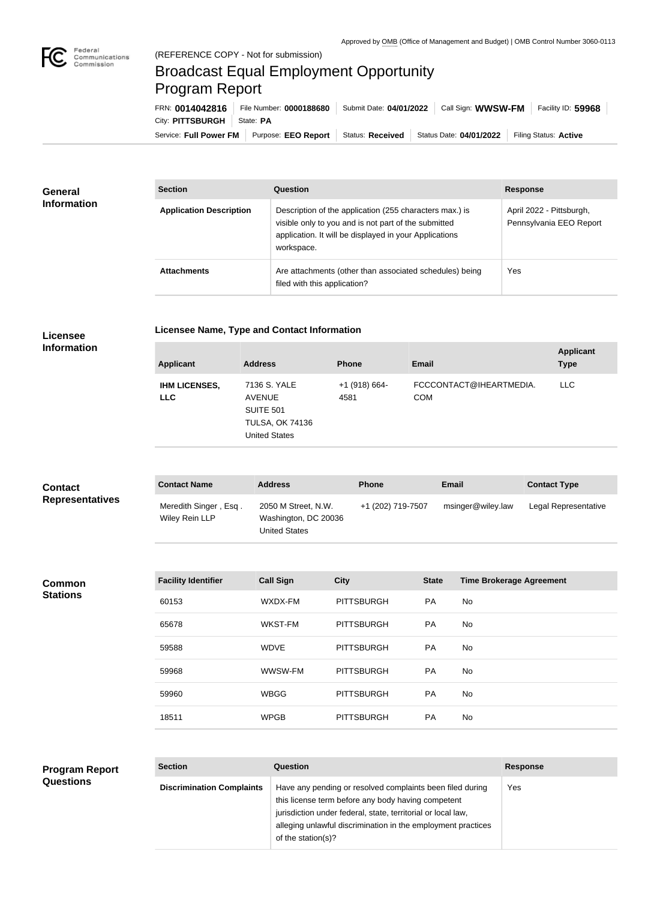Approved by OMB (Office of Management and Budget) | OMB Control Number 3060-0113

(REFERENCE COPY - Not for submission)

# Broadcast Equal Employment Opportunity Program Report

FRN: **0014042816** | File Number: **0000188680** | Submit Date: **04/01/2022** | Call Sign: **WWSW-FM** | Facility ID: **59968** | City: **PITTSBURGH** | State: **PA**

Service: **Full Power FM** | Purpose: **EEO Report** | Status: **Received** | Status Date: **04/01/2022** | Filing Status: **Active**

## General Information

| Section | Question | Response |
| --- | --- | --- |
| **Application Description** | Description of the application (255 characters max.) is visible only to you and is not part of the submitted application. It will be displayed in your Applications workspace. | April 2022 - Pittsburgh, Pennsylvania EEO Report |
| **Attachments** | Are attachments (other than associated schedules) being filed with this application? | Yes |

## Licensee Information

### Licensee Name, Type and Contact Information

| Applicant | Address | Phone | Email | Applicant Type |
| --- | --- | --- | --- | --- |
| **IHM LICENSES, LLC** | 7136 S. YALE AVENUE SUITE 501 TULSA, OK 74136 United States | +1 (918) 664-4581 | FCCCONTACT@IHEARTMEDIA.COM | LLC |

## Contact Representatives

| Contact Name | Address | Phone | Email | Contact Type |
| --- | --- | --- | --- | --- |
| Meredith Singer , Esq . Wiley Rein LLP | 2050 M Street, N.W. Washington, DC 20036 United States | +1 (202) 719-7507 | msinger@wiley.law | Legal Representative |

## Common Stations

| Facility Identifier | Call Sign | City | State | Time Brokerage Agreement |
| --- | --- | --- | --- | --- |
| 60153 | WXDX-FM | PITTSBURGH | PA | No |
| 65678 | WKST-FM | PITTSBURGH | PA | No |
| 59588 | WDVE | PITTSBURGH | PA | No |
| 59968 | WWSW-FM | PITTSBURGH | PA | No |
| 59960 | WBGG | PITTSBURGH | PA | No |
| 18511 | WPGB | PITTSBURGH | PA | No |

## Program Report Questions

| Section | Question | Response |
| --- | --- | --- |
| **Discrimination Complaints** | Have any pending or resolved complaints been filed during this license term before any body having competent jurisdiction under federal, state, territorial or local law, alleging unlawful discrimination in the employment practices of the station(s)? | Yes |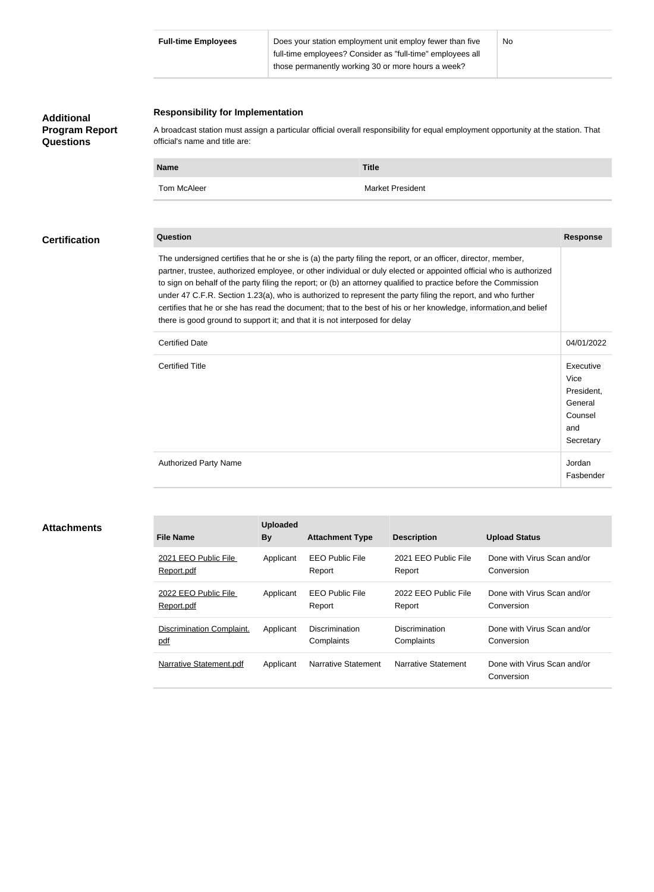| | | |
|---|---|---|
| **Full-time Employees** | Does your station employment unit employ fewer than five full-time employees? Consider as "full-time" employees all those permanently working 30 or more hours a week? | No |

## Additional Program Report Questions

### Responsibility for Implementation

A broadcast station must assign a particular official overall responsibility for equal employment opportunity at the station. That official's name and title are:

| Name | Title |
|---|---|
| Tom McAleer | Market President |

## Certification

| Question | Response |
|---|---|
| The undersigned certifies that he or she is (a) the party filing the report, or an officer, director, member, partner, trustee, authorized employee, or other individual or duly elected or appointed official who is authorized to sign on behalf of the party filing the report; or (b) an attorney qualified to practice before the Commission under 47 C.F.R. Section 1.23(a), who is authorized to represent the party filing the report, and who further certifies that he or she has read the document; that to the best of his or her knowledge, information,and belief there is good ground to support it; and that it is not interposed for delay | |
| Certified Date | 04/01/2022 |
| Certified Title | Executive Vice President, General Counsel and Secretary |
| Authorized Party Name | Jordan Fasbender |

## Attachments

| File Name | Uploaded By | Attachment Type | Description | Upload Status |
|---|---|---|---|---|
| 2021 EEO Public File Report.pdf | Applicant | EEO Public File Report | 2021 EEO Public File Report | Done with Virus Scan and/or Conversion |
| 2022 EEO Public File Report.pdf | Applicant | EEO Public File Report | 2022 EEO Public File Report | Done with Virus Scan and/or Conversion |
| Discrimination Complaint.pdf | Applicant | Discrimination Complaints | Discrimination Complaints | Done with Virus Scan and/or Conversion |
| Narrative Statement.pdf | Applicant | Narrative Statement | Narrative Statement | Done with Virus Scan and/or Conversion |